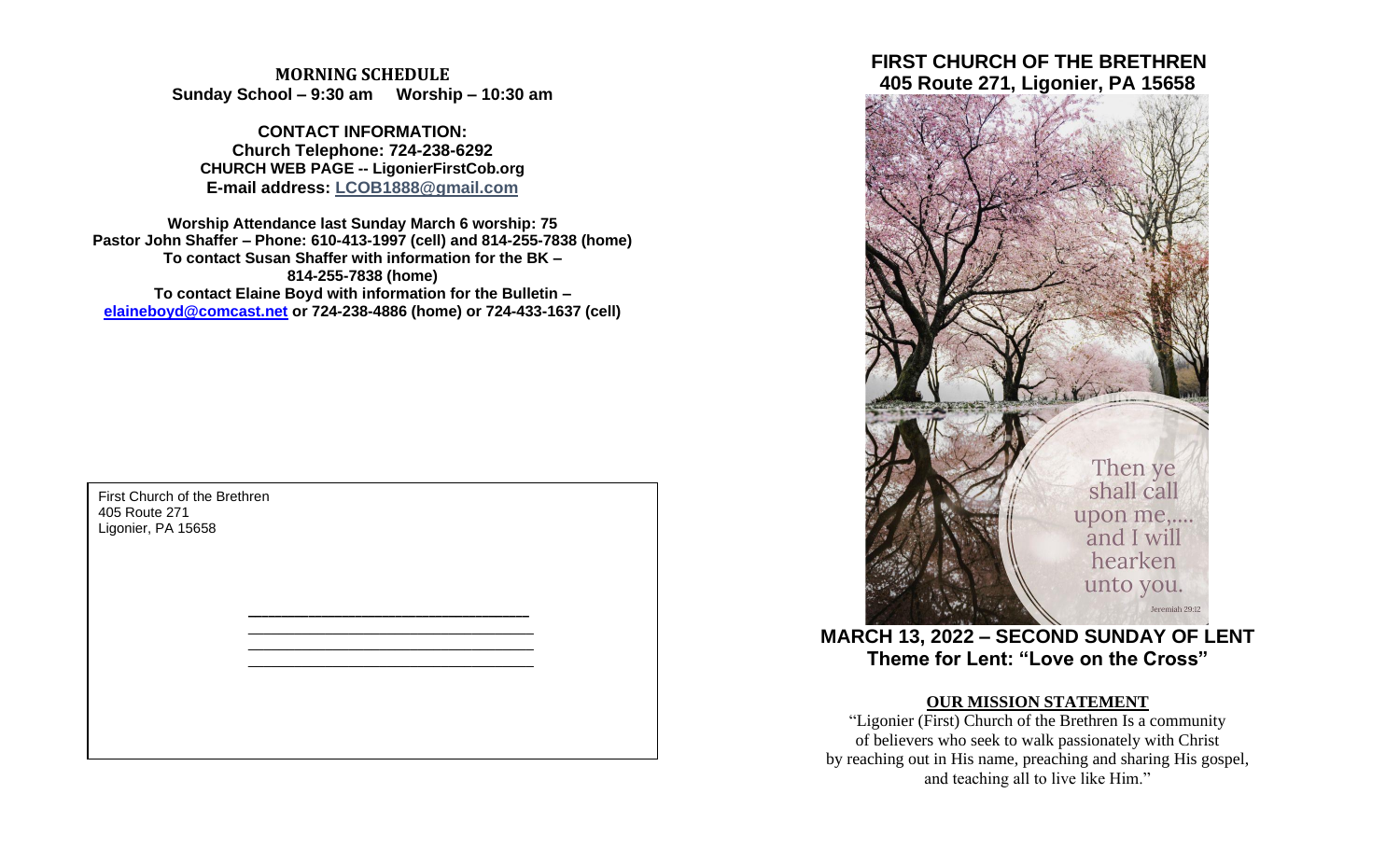**MORNING SCHEDULE**
**Sunday School – 9:30 am  Worship – 10:30 am**

**CONTACT INFORMATION:**
**Church Telephone: 724-238-6292**
**CHURCH WEB PAGE -- LigonierFirstCob.org**
**E-mail address: LCOB1888@gmail.com**

**Worship Attendance last Sunday March 6 worship: 75**
**Pastor John Shaffer – Phone: 610-413-1997 (cell) and 814-255-7838 (home)**
**To contact Susan Shaffer with information for the BK – 814-255-7838 (home)**
**To contact Elaine Boyd with information for the Bulletin – elaineboyd@comcast.net or 724-238-4886 (home) or 724-433-1637 (cell)**

First Church of the Brethren
405 Route 271
Ligonier, PA 15658

# FIRST CHURCH OF THE BRETHREN
## 405 Route 271, Ligonier, PA 15658

Then ye shall call upon me,.... and I will hearken unto you.
Jeremiah 29:12

## MARCH 13, 2022 – SECOND SUNDAY OF LENT
## Theme for Lent: "Love on the Cross"

### OUR MISSION STATEMENT

"Ligonier (First) Church of the Brethren Is a community of believers who seek to walk passionately with Christ by reaching out in His name, preaching and sharing His gospel, and teaching all to live like Him."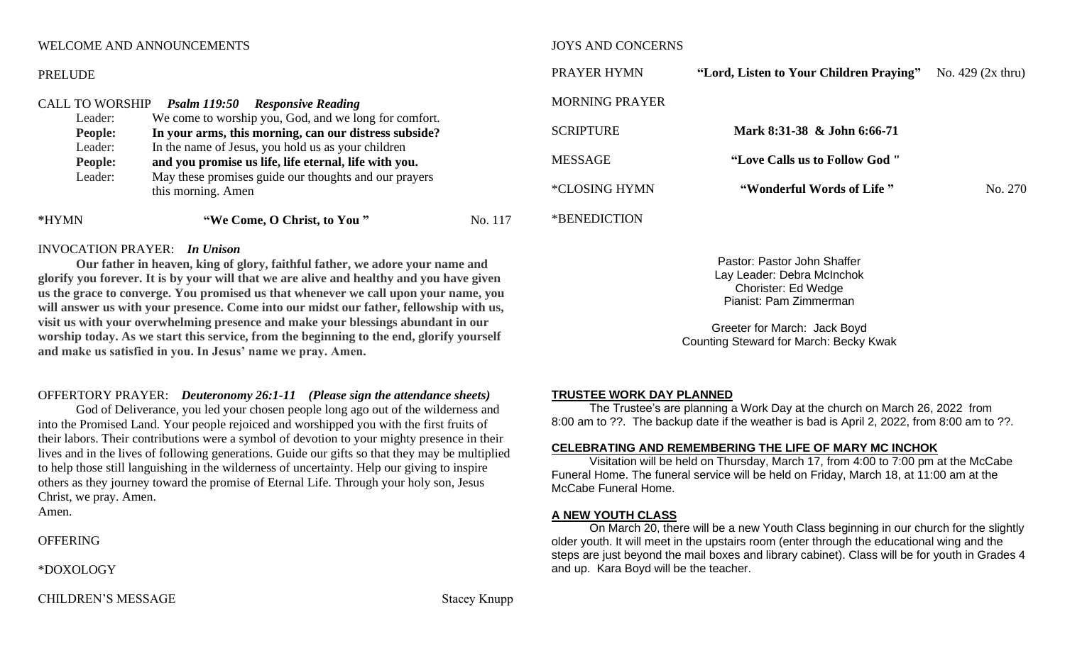WELCOME AND ANNOUNCEMENTS

PRELUDE

CALL TO WORSHIP *Psalm 119:50* *Responsive Reading*

Leader: We come to worship you, God, and we long for comfort.
**People: In your arms, this morning, can our distress subside?**
Leader: In the name of Jesus, you hold us as your children
**People: and you promise us life, life eternal, life with you.**
Leader: May these promises guide our thoughts and our prayers this morning. Amen

*HYMN **"We Come, O Christ, to You"** No. 117

INVOCATION PRAYER: *In Unison*

**Our father in heaven, king of glory, faithful father, we adore your name and glorify you forever. It is by your will that we are alive and healthy and you have given us the grace to converge. You promised us that whenever we call upon your name, you will answer us with your presence. Come into our midst our father, fellowship with us, visit us with your overwhelming presence and make your blessings abundant in our worship today. As we start this service, from the beginning to the end, glorify yourself and make us satisfied in you. In Jesus' name we pray. Amen.**

OFFERTORY PRAYER: *Deuteronomy 26:1-11* *(Please sign the attendance sheets)*

God of Deliverance, you led your chosen people long ago out of the wilderness and into the Promised Land. Your people rejoiced and worshipped you with the first fruits of their labors. Their contributions were a symbol of devotion to your mighty presence in their lives and in the lives of following generations. Guide our gifts so that they may be multiplied to help those still languishing in the wilderness of uncertainty. Help our giving to inspire others as they journey toward the promise of Eternal Life. Through your holy son, Jesus Christ, we pray. Amen.
Amen.

OFFERING

*DOXOLOGY

CHILDREN'S MESSAGE Stacey Knupp

JOYS AND CONCERNS

PRAYER HYMN **"Lord, Listen to Your Children Praying"** No. 429 (2x thru)

MORNING PRAYER

SCRIPTURE **Mark 8:31-38 & John 6:66-71**

MESSAGE **"Love Calls us to Follow God "**

*CLOSING HYMN **"Wonderful Words of Life "** No. 270

*BENEDICTION

Pastor: Pastor John Shaffer
Lay Leader: Debra McInchok
Chorister: Ed Wedge
Pianist: Pam Zimmerman

Greeter for March: Jack Boyd
Counting Steward for March: Becky Kwak

**TRUSTEE WORK DAY PLANNED**

The Trustee's are planning a Work Day at the church on March 26, 2022 from 8:00 am to ??. The backup date if the weather is bad is April 2, 2022, from 8:00 am to ??.

**CELEBRATING AND REMEMBERING THE LIFE OF MARY MC INCHOK**

Visitation will be held on Thursday, March 17, from 4:00 to 7:00 pm at the McCabe Funeral Home. The funeral service will be held on Friday, March 18, at 11:00 am at the McCabe Funeral Home.

**A NEW YOUTH CLASS**

On March 20, there will be a new Youth Class beginning in our church for the slightly older youth. It will meet in the upstairs room (enter through the educational wing and the steps are just beyond the mail boxes and library cabinet). Class will be for youth in Grades 4 and up. Kara Boyd will be the teacher.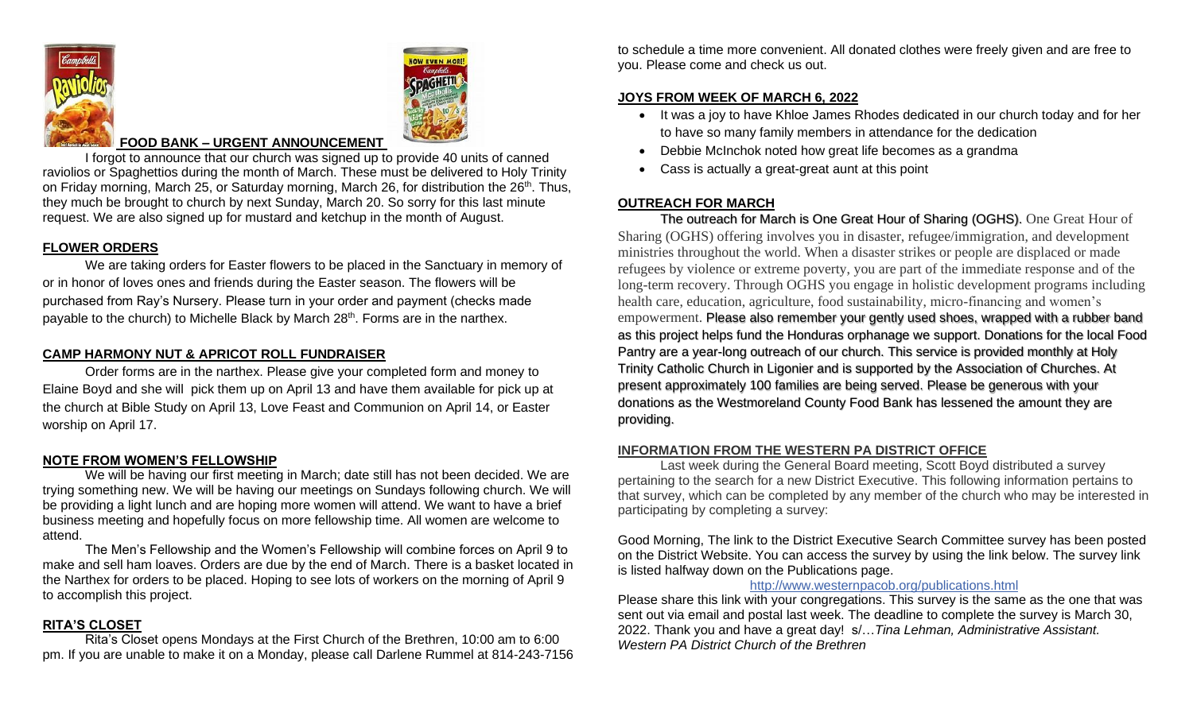## FOOD BANK – URGENT ANNOUNCEMENT

I forgot to announce that our church was signed up to provide 40 units of canned raviolios or Spaghettios during the month of March. These must be delivered to Holy Trinity on Friday morning, March 25, or Saturday morning, March 26, for distribution the 26th. Thus, they much be brought to church by next Sunday, March 20. So sorry for this last minute request. We are also signed up for mustard and ketchup in the month of August.

## FLOWER ORDERS

We are taking orders for Easter flowers to be placed in the Sanctuary in memory of or in honor of loves ones and friends during the Easter season. The flowers will be purchased from Ray's Nursery. Please turn in your order and payment (checks made payable to the church) to Michelle Black by March 28th. Forms are in the narthex.

## CAMP HARMONY NUT & APRICOT ROLL FUNDRAISER

Order forms are in the narthex. Please give your completed form and money to Elaine Boyd and she will pick them up on April 13 and have them available for pick up at the church at Bible Study on April 13, Love Feast and Communion on April 14, or Easter worship on April 17.

## NOTE FROM WOMEN'S FELLOWSHIP

We will be having our first meeting in March; date still has not been decided. We are trying something new. We will be having our meetings on Sundays following church. We will be providing a light lunch and are hoping more women will attend. We want to have a brief business meeting and hopefully focus on more fellowship time. All women are welcome to attend.

The Men's Fellowship and the Women's Fellowship will combine forces on April 9 to make and sell ham loaves. Orders are due by the end of March. There is a basket located in the Narthex for orders to be placed. Hoping to see lots of workers on the morning of April 9 to accomplish this project.

## RITA'S CLOSET

Rita's Closet opens Mondays at the First Church of the Brethren, 10:00 am to 6:00 pm. If you are unable to make it on a Monday, please call Darlene Rummel at 814-243-7156 to schedule a time more convenient. All donated clothes were freely given and are free to you. Please come and check us out.

## JOYS FROM WEEK OF MARCH 6, 2022

- It was a joy to have Khloe James Rhodes dedicated in our church today and for her to have so many family members in attendance for the dedication
- Debbie McInchok noted how great life becomes as a grandma
- Cass is actually a great-great aunt at this point

## OUTREACH FOR MARCH

The outreach for March is One Great Hour of Sharing (OGHS). One Great Hour of Sharing (OGHS) offering involves you in disaster, refugee/immigration, and development ministries throughout the world. When a disaster strikes or people are displaced or made refugees by violence or extreme poverty, you are part of the immediate response and of the long-term recovery. Through OGHS you engage in holistic development programs including health care, education, agriculture, food sustainability, micro-financing and women's empowerment. Please also remember your gently used shoes, wrapped with a rubber band as this project helps fund the Honduras orphanage we support. Donations for the local Food Pantry are a year-long outreach of our church. This service is provided monthly at Holy Trinity Catholic Church in Ligonier and is supported by the Association of Churches. At present approximately 100 families are being served. Please be generous with your donations as the Westmoreland County Food Bank has lessened the amount they are providing.

## INFORMATION FROM THE WESTERN PA DISTRICT OFFICE

Last week during the General Board meeting, Scott Boyd distributed a survey pertaining to the search for a new District Executive. This following information pertains to that survey, which can be completed by any member of the church who may be interested in participating by completing a survey:

Good Morning, The link to the District Executive Search Committee survey has been posted on the District Website. You can access the survey by using the link below. The survey link is listed halfway down on the Publications page.

http://www.westernpacob.org/publications.html

Please share this link with your congregations. This survey is the same as the one that was sent out via email and postal last week. The deadline to complete the survey is March 30, 2022. Thank you and have a great day! s/…*Tina Lehman, Administrative Assistant. Western PA District Church of the Brethren*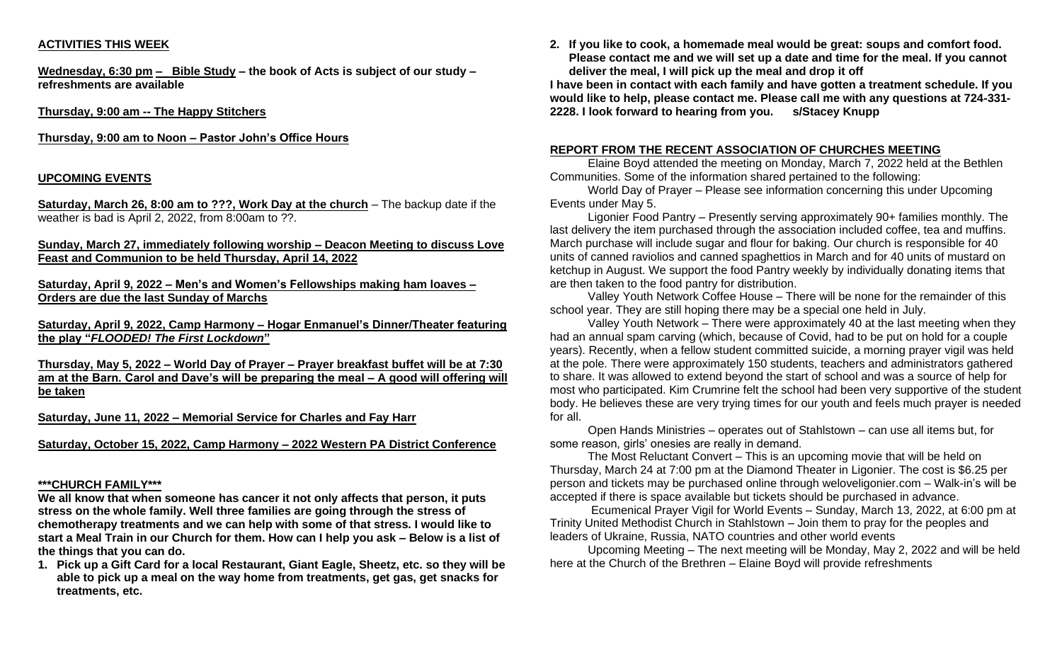## ACTIVITIES THIS WEEK

**Wednesday, 6:30 pm – Bible Study – the book of Acts is subject of our study – refreshments are available**

**Thursday, 9:00 am -- The Happy Stitchers**

**Thursday, 9:00 am to Noon – Pastor John's Office Hours**

## UPCOMING EVENTS

**Saturday, March 26, 8:00 am to ???, Work Day at the church** – The backup date if the weather is bad is April 2, 2022, from 8:00am to ??.

**Sunday, March 27, immediately following worship – Deacon Meeting to discuss Love Feast and Communion to be held Thursday, April 14, 2022**

**Saturday, April 9, 2022 – Men's and Women's Fellowships making ham loaves – Orders are due the last Sunday of Marchs**

**Saturday, April 9, 2022, Camp Harmony – Hogar Enmanuel's Dinner/Theater featuring the play "*FLOODED! The First Lockdown*"**

**Thursday, May 5, 2022 – World Day of Prayer – Prayer breakfast buffet will be at 7:30 am at the Barn. Carol and Dave's will be preparing the meal – A good will offering will be taken**

**Saturday, June 11, 2022 – Memorial Service for Charles and Fay Harr**

**Saturday, October 15, 2022, Camp Harmony – 2022 Western PA District Conference**

## \*\*\*CHURCH FAMILY\*\*\*

**We all know that when someone has cancer it not only affects that person, it puts stress on the whole family. Well three families are going through the stress of chemotherapy treatments and we can help with some of that stress. I would like to start a Meal Train in our Church for them. How can I help you ask – Below is a list of the things that you can do.**

1. **Pick up a Gift Card for a local Restaurant, Giant Eagle, Sheetz, etc. so they will be able to pick up a meal on the way home from treatments, get gas, get snacks for treatments, etc.**
2. **If you like to cook, a homemade meal would be great: soups and comfort food. Please contact me and we will set up a date and time for the meal. If you cannot deliver the meal, I will pick up the meal and drop it off**

**I have been in contact with each family and have gotten a treatment schedule. If you would like to help, please contact me. Please call me with any questions at 724-331-2228. I look forward to hearing from you. s/Stacey Knupp**

## REPORT FROM THE RECENT ASSOCIATION OF CHURCHES MEETING

Elaine Boyd attended the meeting on Monday, March 7, 2022 held at the Bethlen Communities. Some of the information shared pertained to the following:

World Day of Prayer – Please see information concerning this under Upcoming Events under May 5.

Ligonier Food Pantry – Presently serving approximately 90+ families monthly. The last delivery the item purchased through the association included coffee, tea and muffins. March purchase will include sugar and flour for baking. Our church is responsible for 40 units of canned raviolios and canned spaghettios in March and for 40 units of mustard on ketchup in August. We support the food Pantry weekly by individually donating items that are then taken to the food pantry for distribution.

Valley Youth Network Coffee House – There will be none for the remainder of this school year. They are still hoping there may be a special one held in July.

Valley Youth Network – There were approximately 40 at the last meeting when they had an annual spam carving (which, because of Covid, had to be put on hold for a couple years). Recently, when a fellow student committed suicide, a morning prayer vigil was held at the pole. There were approximately 150 students, teachers and administrators gathered to share. It was allowed to extend beyond the start of school and was a source of help for most who participated. Kim Crumrine felt the school had been very supportive of the student body. He believes these are very trying times for our youth and feels much prayer is needed for all.

Open Hands Ministries – operates out of Stahlstown – can use all items but, for some reason, girls' onesies are really in demand.

The Most Reluctant Convert – This is an upcoming movie that will be held on Thursday, March 24 at 7:00 pm at the Diamond Theater in Ligonier. The cost is $6.25 per person and tickets may be purchased online through weloveligonier.com – Walk-in's will be accepted if there is space available but tickets should be purchased in advance.

Ecumenical Prayer Vigil for World Events – Sunday, March 13, 2022, at 6:00 pm at Trinity United Methodist Church in Stahlstown – Join them to pray for the peoples and leaders of Ukraine, Russia, NATO countries and other world events

Upcoming Meeting – The next meeting will be Monday, May 2, 2022 and will be held here at the Church of the Brethren – Elaine Boyd will provide refreshments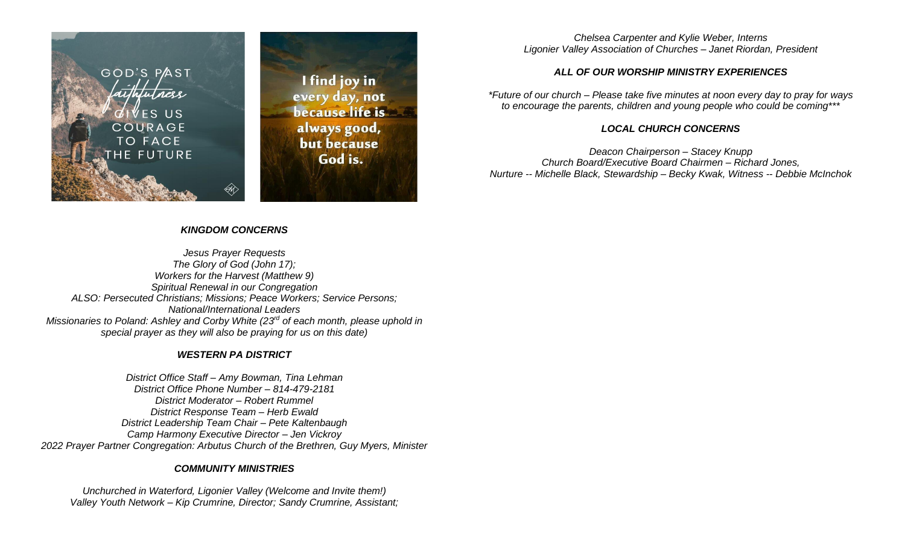### *KINGDOM CONCERNS*

*Jesus Prayer Requests*
*The Glory of God (John 17);*
*Workers for the Harvest (Matthew 9)*
*Spiritual Renewal in our Congregation*
*ALSO: Persecuted Christians; Missions; Peace Workers; Service Persons; National/International Leaders*
*Missionaries to Poland: Ashley and Corby White (23rd of each month, please uphold in special prayer as they will also be praying for us on this date)*

### *WESTERN PA DISTRICT*

*District Office Staff – Amy Bowman, Tina Lehman*
*District Office Phone Number – 814-479-2181*
*District Moderator – Robert Rummel*
*District Response Team – Herb Ewald*
*District Leadership Team Chair – Pete Kaltenbaugh*
*Camp Harmony Executive Director – Jen Vickroy*
*2022 Prayer Partner Congregation: Arbutus Church of the Brethren, Guy Myers, Minister*

### *COMMUNITY MINISTRIES*

*Unchurched in Waterford, Ligonier Valley (Welcome and Invite them!)*
*Valley Youth Network – Kip Crumrine, Director; Sandy Crumrine, Assistant;*
*Chelsea Carpenter and Kylie Weber, Interns*
*Ligonier Valley Association of Churches – Janet Riordan, President*

### *ALL OF OUR WORSHIP MINISTRY EXPERIENCES*

*Future of our church – Please take five minutes at noon every day to pray for ways to encourage the parents, children and young people who could be coming**

### *LOCAL CHURCH CONCERNS*

*Deacon Chairperson – Stacey Knupp*
*Church Board/Executive Board Chairmen – Richard Jones,*
*Nurture -- Michelle Black, Stewardship – Becky Kwak, Witness -- Debbie McInchok*